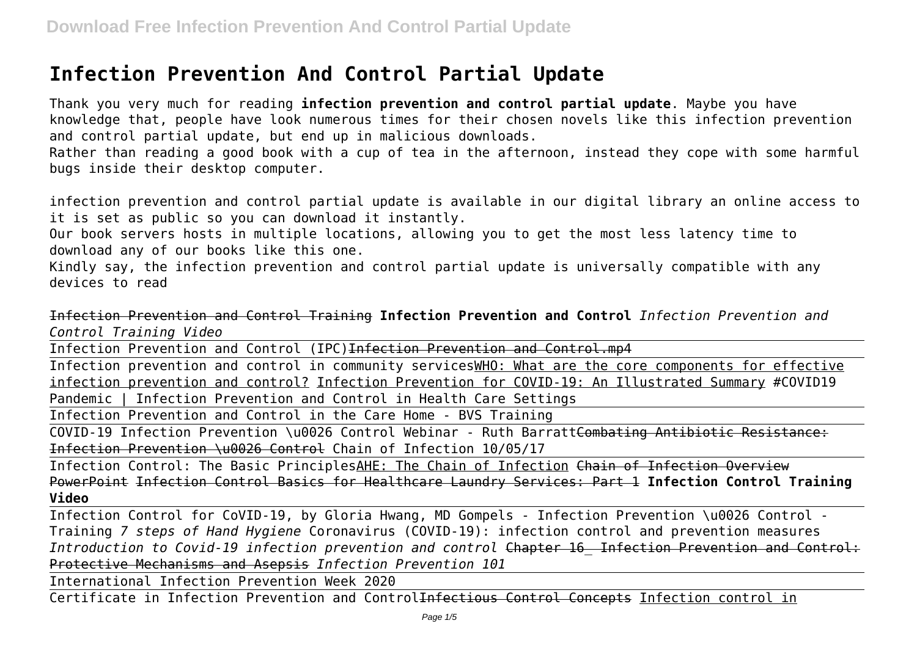# Infection Prevention And Control Partial Update

Thank you very much for reading **infection prevention and control partial update**. Maybe you have knowledge that, people have look numerous times for their chosen novels like this infection prevention and control partial update, but end up in malicious downloads.
Rather than reading a good book with a cup of tea in the afternoon, instead they cope with some harmful bugs inside their desktop computer.

infection prevention and control partial update is available in our digital library an online access to it is set as public so you can download it instantly.
Our book servers hosts in multiple locations, allowing you to get the most less latency time to download any of our books like this one.
Kindly say, the infection prevention and control partial update is universally compatible with any devices to read

Infection Prevention and Control Training **Infection Prevention and Control** *Infection Prevention and Control Training Video*

Infection Prevention and Control (IPC)~~Infection Prevention and Control.mp4~~

Infection prevention and control in community servicesWHO: What are the core components for effective infection prevention and control? Infection Prevention for COVID-19: An Illustrated Summary #COVID19 Pandemic | Infection Prevention and Control in Health Care Settings

Infection Prevention and Control in the Care Home - BVS Training

COVID-19 Infection Prevention \u0026 Control Webinar - Ruth Barratt~~Combating Antibiotic Resistance: Infection Prevention \u0026 Control~~ Chain of Infection 10/05/17

Infection Control: The Basic PrinciplesAHE: The Chain of Infection ~~Chain of Infection Overview PowerPoint~~ ~~Infection Control Basics for Healthcare Laundry Services: Part 1~~ **Infection Control Training Video**

Infection Control for CoVID-19, by Gloria Hwang, MD Gompels - Infection Prevention \u0026 Control - Training *7 steps of Hand Hygiene* Coronavirus (COVID-19): infection control and prevention measures *Introduction to Covid-19 infection prevention and control* ~~Chapter 16_ Infection Prevention and Control: Protective Mechanisms and Asepsis~~ *Infection Prevention 101*

International Infection Prevention Week 2020

Certificate in Infection Prevention and Control~~Infectious Control Concepts~~ Infection control in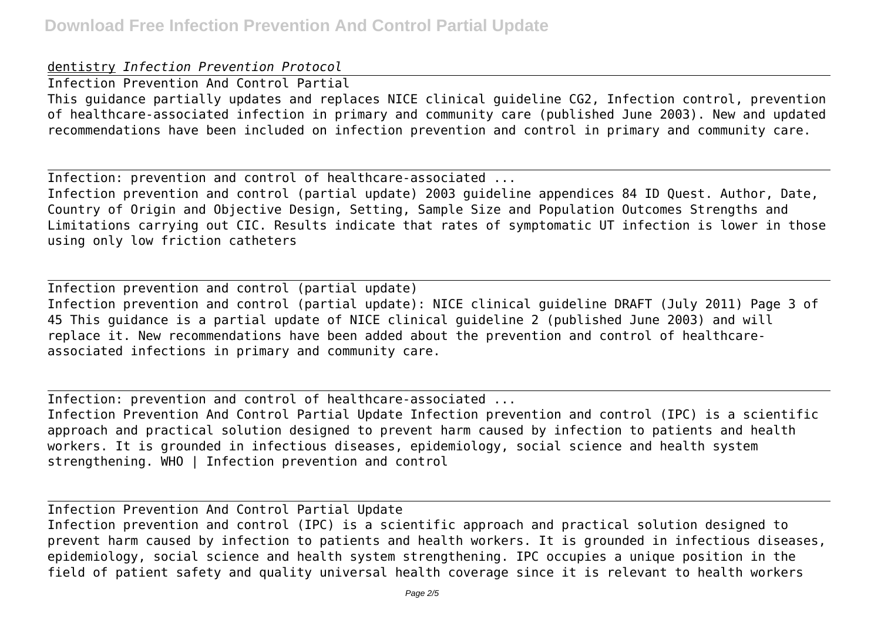dentistry *Infection Prevention Protocol*

Infection Prevention And Control Partial

This guidance partially updates and replaces NICE clinical guideline CG2, Infection control, prevention of healthcare-associated infection in primary and community care (published June 2003). New and updated recommendations have been included on infection prevention and control in primary and community care.

Infection: prevention and control of healthcare-associated ...

Infection prevention and control (partial update) 2003 guideline appendices 84 ID Quest. Author, Date, Country of Origin and Objective Design, Setting, Sample Size and Population Outcomes Strengths and Limitations carrying out CIC. Results indicate that rates of symptomatic UT infection is lower in those using only low friction catheters

Infection prevention and control (partial update)

Infection prevention and control (partial update): NICE clinical guideline DRAFT (July 2011) Page 3 of 45 This guidance is a partial update of NICE clinical guideline 2 (published June 2003) and will replace it. New recommendations have been added about the prevention and control of healthcare-associated infections in primary and community care.

Infection: prevention and control of healthcare-associated ...

Infection Prevention And Control Partial Update Infection prevention and control (IPC) is a scientific approach and practical solution designed to prevent harm caused by infection to patients and health workers. It is grounded in infectious diseases, epidemiology, social science and health system strengthening. WHO | Infection prevention and control

Infection Prevention And Control Partial Update

Infection prevention and control (IPC) is a scientific approach and practical solution designed to prevent harm caused by infection to patients and health workers. It is grounded in infectious diseases, epidemiology, social science and health system strengthening. IPC occupies a unique position in the field of patient safety and quality universal health coverage since it is relevant to health workers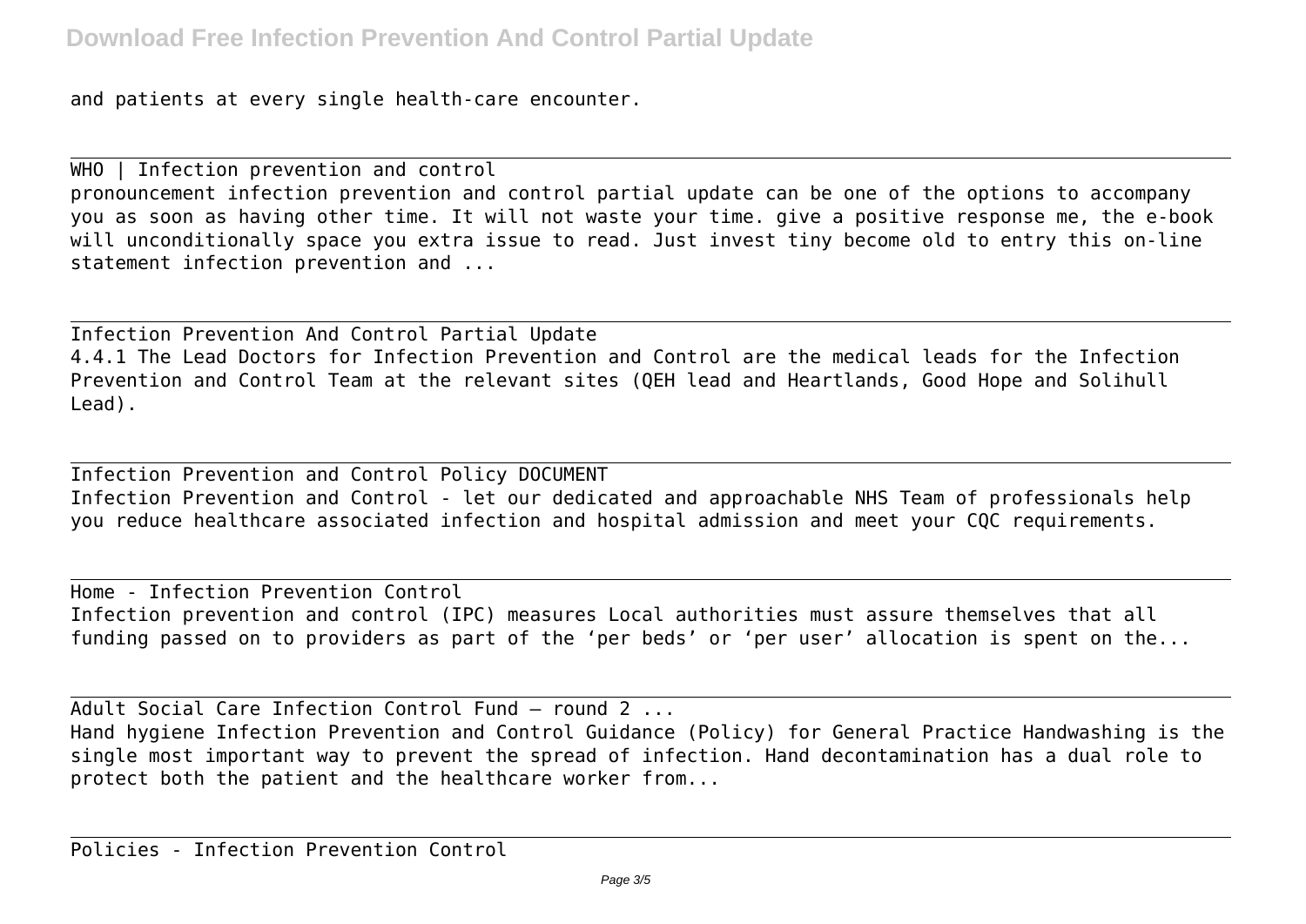and patients at every single health-care encounter.

---

WHO | Infection prevention and control

pronouncement infection prevention and control partial update can be one of the options to accompany you as soon as having other time. It will not waste your time. give a positive response me, the e-book will unconditionally space you extra issue to read. Just invest tiny become old to entry this on-line statement infection prevention and ...

---

Infection Prevention And Control Partial Update

4.4.1 The Lead Doctors for Infection Prevention and Control are the medical leads for the Infection Prevention and Control Team at the relevant sites (QEH lead and Heartlands, Good Hope and Solihull Lead).

---

Infection Prevention and Control Policy DOCUMENT

Infection Prevention and Control - let our dedicated and approachable NHS Team of professionals help you reduce healthcare associated infection and hospital admission and meet your CQC requirements.

---

Home - Infection Prevention Control

Infection prevention and control (IPC) measures Local authorities must assure themselves that all funding passed on to providers as part of the 'per beds' or 'per user' allocation is spent on the...

---

Adult Social Care Infection Control Fund – round 2 ...

Hand hygiene Infection Prevention and Control Guidance (Policy) for General Practice Handwashing is the single most important way to prevent the spread of infection. Hand decontamination has a dual role to protect both the patient and the healthcare worker from...

---

Policies - Infection Prevention Control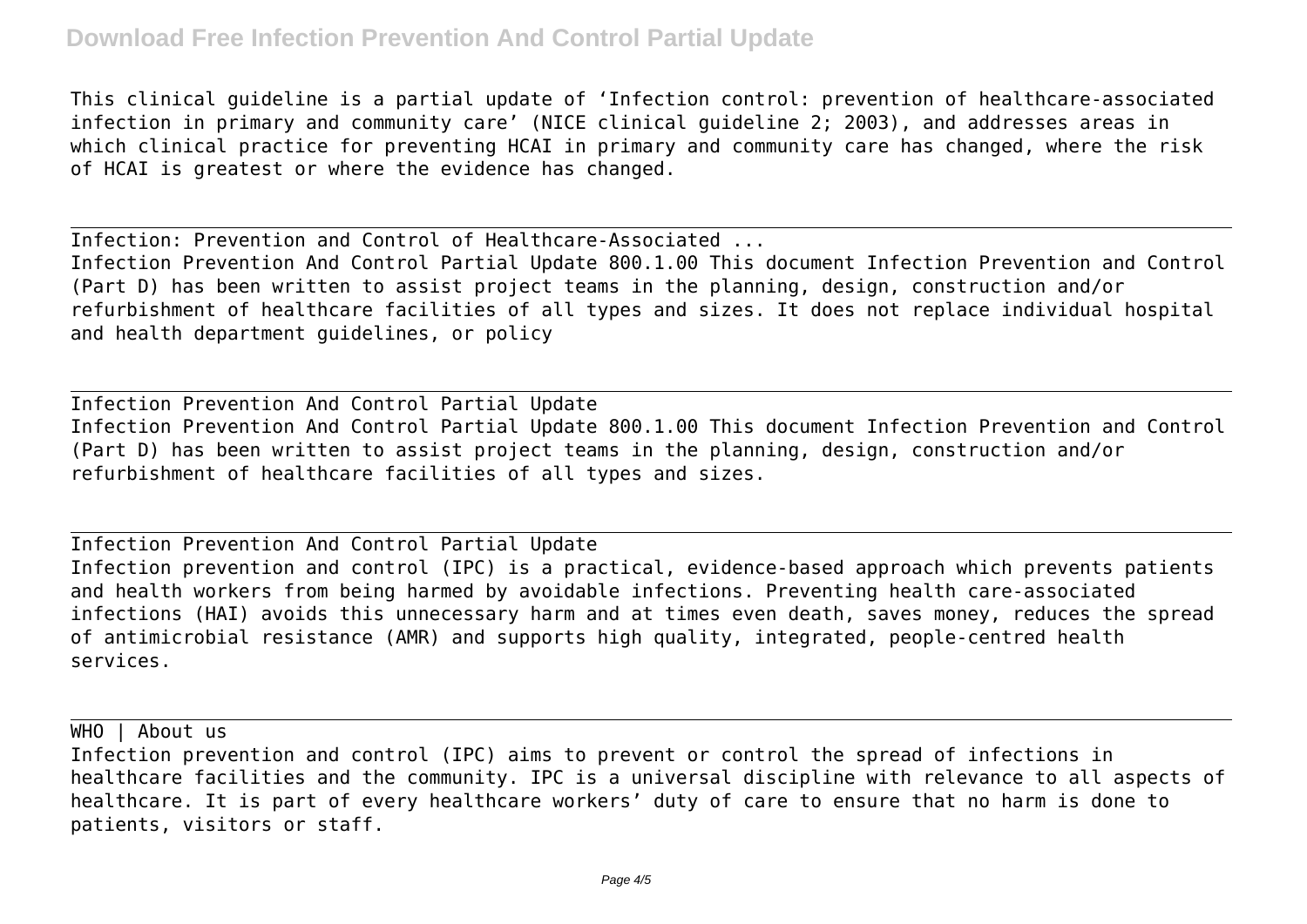This clinical guideline is a partial update of 'Infection control: prevention of healthcare-associated infection in primary and community care' (NICE clinical guideline 2; 2003), and addresses areas in which clinical practice for preventing HCAI in primary and community care has changed, where the risk of HCAI is greatest or where the evidence has changed.

---

Infection: Prevention and Control of Healthcare-Associated ...

Infection Prevention And Control Partial Update 800.1.00 This document Infection Prevention and Control (Part D) has been written to assist project teams in the planning, design, construction and/or refurbishment of healthcare facilities of all types and sizes. It does not replace individual hospital and health department guidelines, or policy

---

Infection Prevention And Control Partial Update

Infection Prevention And Control Partial Update 800.1.00 This document Infection Prevention and Control (Part D) has been written to assist project teams in the planning, design, construction and/or refurbishment of healthcare facilities of all types and sizes.

---

Infection Prevention And Control Partial Update

Infection prevention and control (IPC) is a practical, evidence-based approach which prevents patients and health workers from being harmed by avoidable infections. Preventing health care-associated infections (HAI) avoids this unnecessary harm and at times even death, saves money, reduces the spread of antimicrobial resistance (AMR) and supports high quality, integrated, people-centred health services.

---

WHO | About us

Infection prevention and control (IPC) aims to prevent or control the spread of infections in healthcare facilities and the community. IPC is a universal discipline with relevance to all aspects of healthcare. It is part of every healthcare workers' duty of care to ensure that no harm is done to patients, visitors or staff.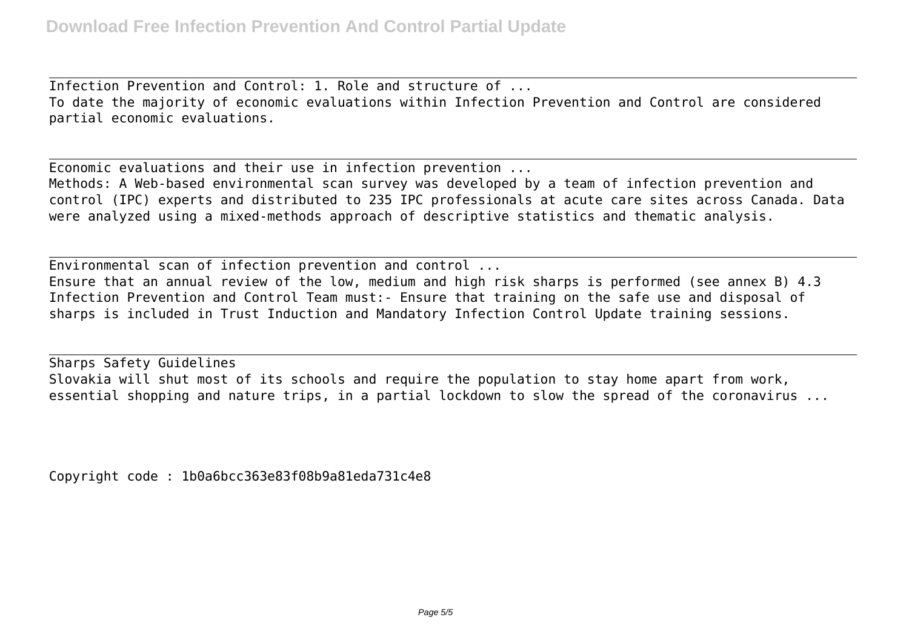Infection Prevention and Control: 1. Role and structure of ...

To date the majority of economic evaluations within Infection Prevention and Control are considered partial economic evaluations.

---

Economic evaluations and their use in infection prevention ...

Methods: A Web-based environmental scan survey was developed by a team of infection prevention and control (IPC) experts and distributed to 235 IPC professionals at acute care sites across Canada. Data were analyzed using a mixed-methods approach of descriptive statistics and thematic analysis.

---

Environmental scan of infection prevention and control ...

Ensure that an annual review of the low, medium and high risk sharps is performed (see annex B) 4.3 Infection Prevention and Control Team must:- Ensure that training on the safe use and disposal of sharps is included in Trust Induction and Mandatory Infection Control Update training sessions.

---

Sharps Safety Guidelines

Slovakia will shut most of its schools and require the population to stay home apart from work, essential shopping and nature trips, in a partial lockdown to slow the spread of the coronavirus ...

Copyright code : 1b0a6bcc363e83f08b9a81eda731c4e8